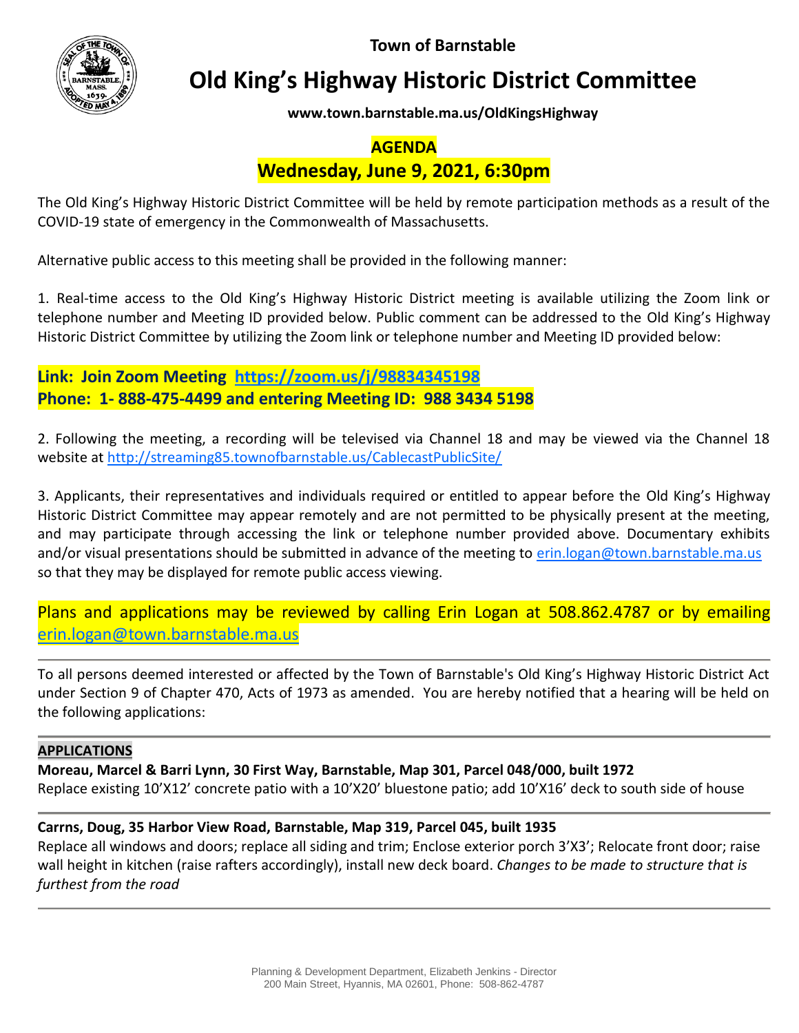**Town of Barnstable**

# Old King's Highway Historic District Committee

**www.town.barnstable.ma.us/OldKingsHighway**

## AGENDA
## Wednesday, June 9, 2021, 6:30pm

The Old King's Highway Historic District Committee will be held by remote participation methods as a result of the COVID-19 state of emergency in the Commonwealth of Massachusetts.

Alternative public access to this meeting shall be provided in the following manner:

1. Real-time access to the Old King's Highway Historic District meeting is available utilizing the Zoom link or telephone number and Meeting ID provided below. Public comment can be addressed to the Old King's Highway Historic District Committee by utilizing the Zoom link or telephone number and Meeting ID provided below:

**Link: Join Zoom Meeting https://zoom.us/j/98834345198**
**Phone: 1- 888-475-4499 and entering Meeting ID: 988 3434 5198**

2. Following the meeting, a recording will be televised via Channel 18 and may be viewed via the Channel 18 website at http://streaming85.townofbarnstable.us/CablecastPublicSite/

3. Applicants, their representatives and individuals required or entitled to appear before the Old King's Highway Historic District Committee may appear remotely and are not permitted to be physically present at the meeting, and may participate through accessing the link or telephone number provided above. Documentary exhibits and/or visual presentations should be submitted in advance of the meeting to erin.logan@town.barnstable.ma.us so that they may be displayed for remote public access viewing.

Plans and applications may be reviewed by calling Erin Logan at 508.862.4787 or by emailing erin.logan@town.barnstable.ma.us

---

To all persons deemed interested or affected by the Town of Barnstable's Old King's Highway Historic District Act under Section 9 of Chapter 470, Acts of 1973 as amended. You are hereby notified that a hearing will be held on the following applications:

---

### APPLICATIONS

**Moreau, Marcel & Barri Lynn, 30 First Way, Barnstable, Map 301, Parcel 048/000, built 1972**
Replace existing 10'X12' concrete patio with a 10'X20' bluestone patio; add 10'X16' deck to south side of house

---

**Carrns, Doug, 35 Harbor View Road, Barnstable, Map 319, Parcel 045, built 1935**
Replace all windows and doors; replace all siding and trim; Enclose exterior porch 3'X3'; Relocate front door; raise wall height in kitchen (raise rafters accordingly), install new deck board. *Changes to be made to structure that is furthest from the road*

---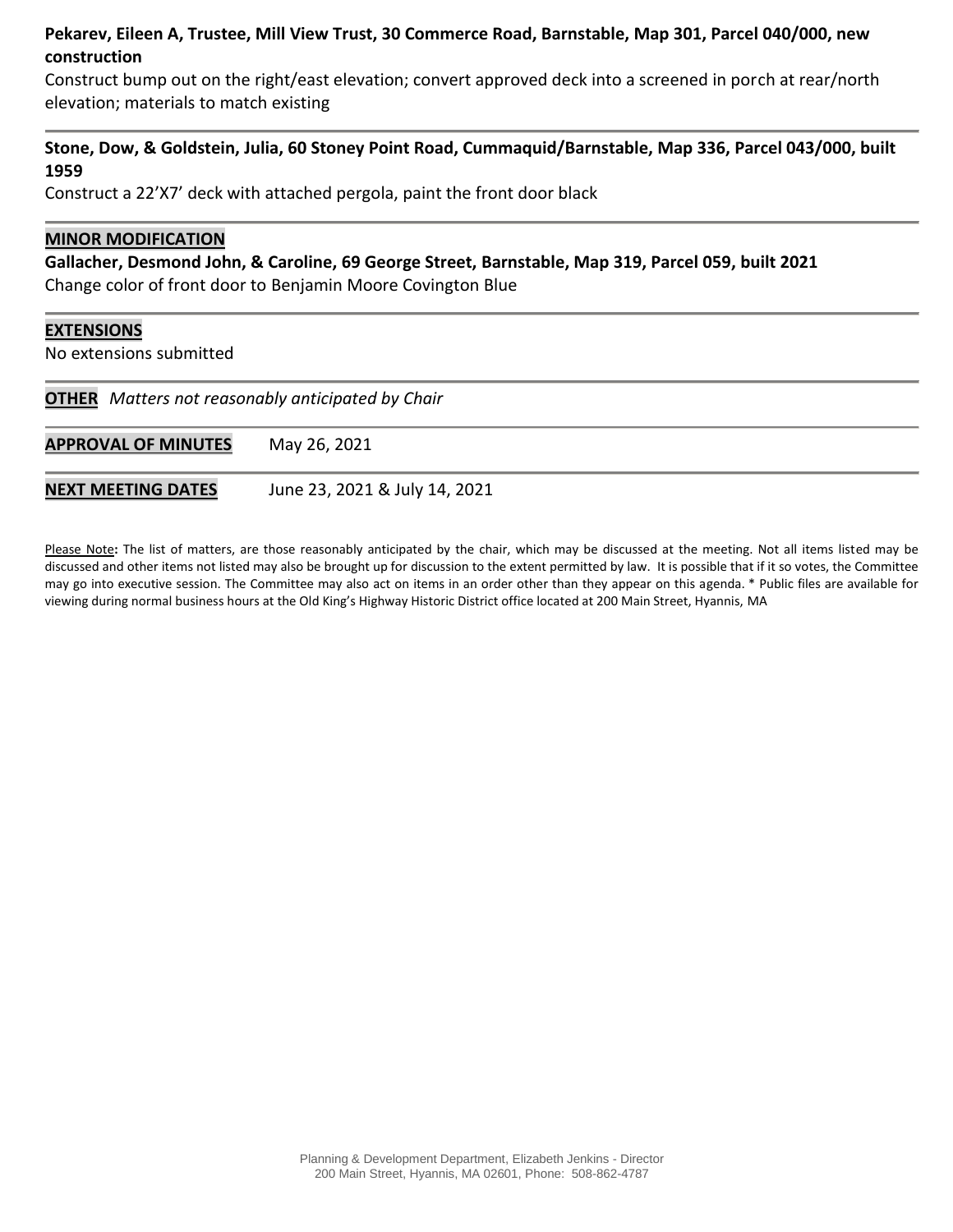**Pekarev, Eileen A, Trustee, Mill View Trust, 30 Commerce Road, Barnstable, Map 301, Parcel 040/000, new construction**

Construct bump out on the right/east elevation; convert approved deck into a screened in porch at rear/north elevation; materials to match existing

---

**Stone, Dow, & Goldstein, Julia, 60 Stoney Point Road, Cummaquid/Barnstable, Map 336, Parcel 043/000, built 1959**

Construct a 22'X7' deck with attached pergola, paint the front door black

---

**MINOR MODIFICATION**

**Gallacher, Desmond John, & Caroline, 69 George Street, Barnstable, Map 319, Parcel 059, built 2021**

Change color of front door to Benjamin Moore Covington Blue

---

**EXTENSIONS**

No extensions submitted

---

**OTHER** *Matters not reasonably anticipated by Chair*

---

**APPROVAL OF MINUTES** May 26, 2021

---

**NEXT MEETING DATES** June 23, 2021 & July 14, 2021

Please Note**:** The list of matters, are those reasonably anticipated by the chair, which may be discussed at the meeting. Not all items listed may be discussed and other items not listed may also be brought up for discussion to the extent permitted by law. It is possible that if it so votes, the Committee may go into executive session. The Committee may also act on items in an order other than they appear on this agenda. * Public files are available for viewing during normal business hours at the Old King's Highway Historic District office located at 200 Main Street, Hyannis, MA

Planning & Development Department, Elizabeth Jenkins - Director
200 Main Street, Hyannis, MA 02601, Phone: 508-862-4787